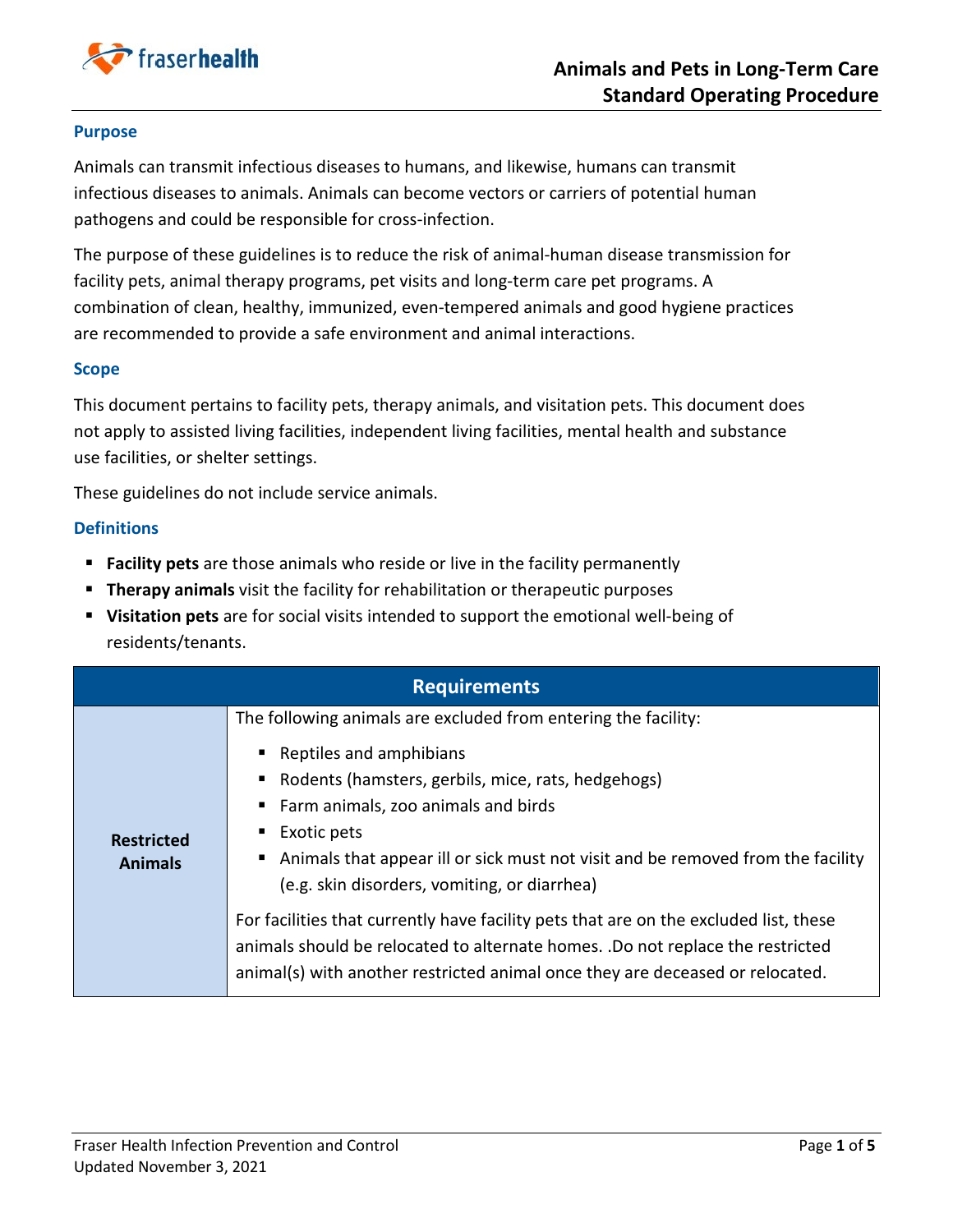# Animals and Pets in Long-Term Care Standard Operating Procedure

## Purpose

Animals can transmit infectious diseases to humans, and likewise, humans can transmit infectious diseases to animals. Animals can become vectors or carriers of potential human pathogens and could be responsible for cross-infection.

The purpose of these guidelines is to reduce the risk of animal-human disease transmission for facility pets, animal therapy programs, pet visits and long-term care pet programs. A combination of clean, healthy, immunized, even-tempered animals and good hygiene practices are recommended to provide a safe environment and animal interactions.

## Scope

This document pertains to facility pets, therapy animals, and visitation pets. This document does not apply to assisted living facilities, independent living facilities, mental health and substance use facilities, or shelter settings.

These guidelines do not include service animals.

## Definitions

- **Facility pets** are those animals who reside or live in the facility permanently
- **Therapy animals** visit the facility for rehabilitation or therapeutic purposes
- **Visitation pets** are for social visits intended to support the emotional well-being of residents/tenants.

| Requirements | |
|---|---|
| **Restricted Animals** | The following animals are excluded from entering the facility:<br>▪ Reptiles and amphibians<br>▪ Rodents (hamsters, gerbils, mice, rats, hedgehogs)<br>▪ Farm animals, zoo animals and birds<br>▪ Exotic pets<br>▪ Animals that appear ill or sick must not visit and be removed from the facility (e.g. skin disorders, vomiting, or diarrhea)<br><br>For facilities that currently have facility pets that are on the excluded list, these animals should be relocated to alternate homes. .Do not replace the restricted animal(s) with another restricted animal once they are deceased or relocated. |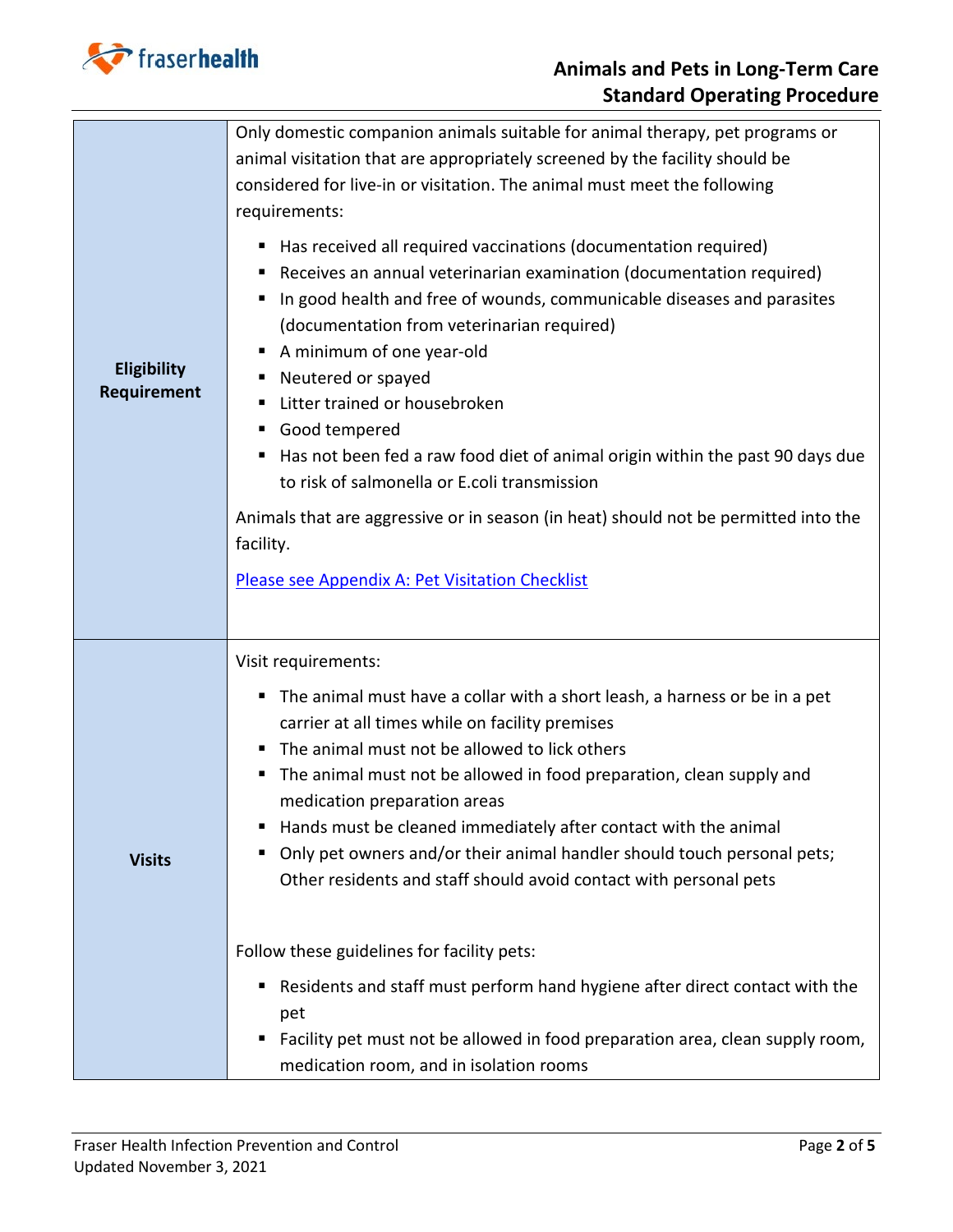| | |
|---|---|
| **Eligibility Requirement** | Only domestic companion animals suitable for animal therapy, pet programs or animal visitation that are appropriately screened by the facility should be considered for live-in or visitation. The animal must meet the following requirements:<br><br>▪ Has received all required vaccinations (documentation required)<br>▪ Receives an annual veterinarian examination (documentation required)<br>▪ In good health and free of wounds, communicable diseases and parasites (documentation from veterinarian required)<br>▪ A minimum of one year-old<br>▪ Neutered or spayed<br>▪ Litter trained or housebroken<br>▪ Good tempered<br>▪ Has not been fed a raw food diet of animal origin within the past 90 days due to risk of salmonella or E.coli transmission<br><br>Animals that are aggressive or in season (in heat) should not be permitted into the facility.<br><br>Please see Appendix A: Pet Visitation Checklist |
| **Visits** | Visit requirements:<br><br>▪ The animal must have a collar with a short leash, a harness or be in a pet carrier at all times while on facility premises<br>▪ The animal must not be allowed to lick others<br>▪ The animal must not be allowed in food preparation, clean supply and medication preparation areas<br>▪ Hands must be cleaned immediately after contact with the animal<br>▪ Only pet owners and/or their animal handler should touch personal pets; Other residents and staff should avoid contact with personal pets<br><br>Follow these guidelines for facility pets:<br><br>▪ Residents and staff must perform hand hygiene after direct contact with the pet<br>▪ Facility pet must not be allowed in food preparation area, clean supply room, medication room, and in isolation rooms |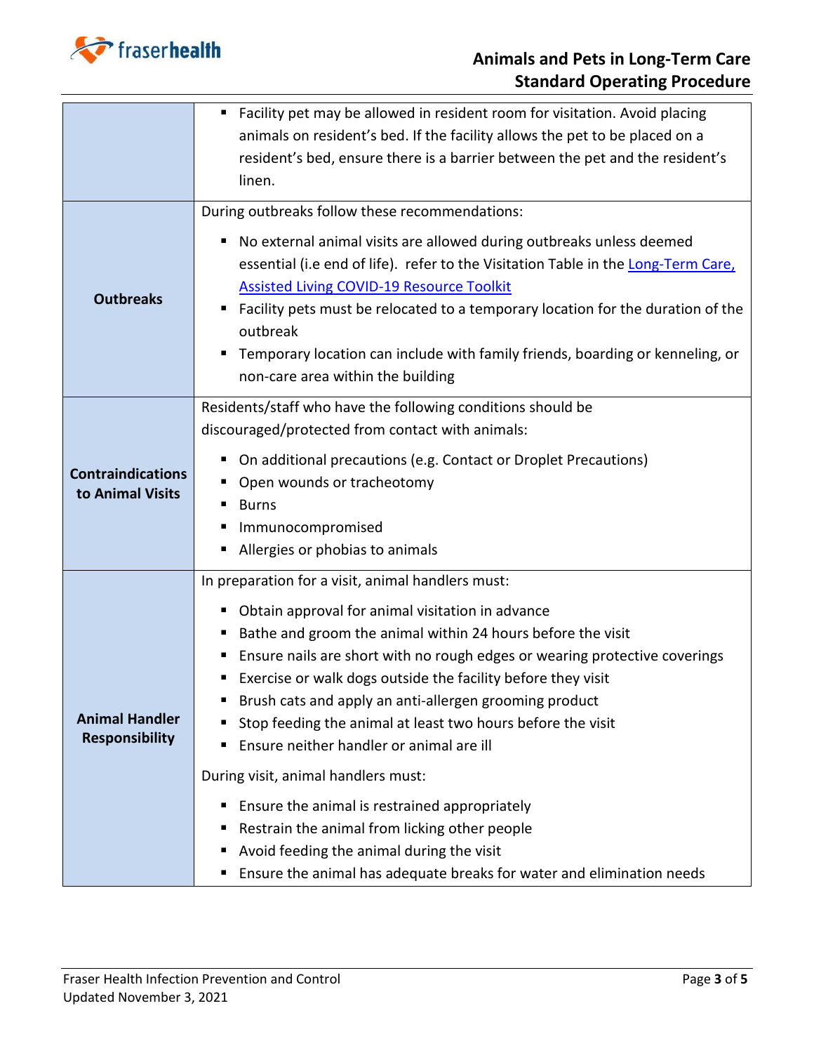| | |
|---|---|
| | ▪ Facility pet may be allowed in resident room for visitation. Avoid placing animals on resident's bed. If the facility allows the pet to be placed on a resident's bed, ensure there is a barrier between the pet and the resident's linen. |
| **Outbreaks** | During outbreaks follow these recommendations:<br>▪ No external animal visits are allowed during outbreaks unless deemed essential (i.e end of life). refer to the Visitation Table in the [Long-Term Care, Assisted Living COVID-19 Resource Toolkit]()<br>▪ Facility pets must be relocated to a temporary location for the duration of the outbreak<br>▪ Temporary location can include with family friends, boarding or kenneling, or non-care area within the building |
| **Contraindications to Animal Visits** | Residents/staff who have the following conditions should be discouraged/protected from contact with animals:<br>▪ On additional precautions (e.g. Contact or Droplet Precautions)<br>▪ Open wounds or tracheotomy<br>▪ Burns<br>▪ Immunocompromised<br>▪ Allergies or phobias to animals |
| **Animal Handler Responsibility** | In preparation for a visit, animal handlers must:<br>▪ Obtain approval for animal visitation in advance<br>▪ Bathe and groom the animal within 24 hours before the visit<br>▪ Ensure nails are short with no rough edges or wearing protective coverings<br>▪ Exercise or walk dogs outside the facility before they visit<br>▪ Brush cats and apply an anti-allergen grooming product<br>▪ Stop feeding the animal at least two hours before the visit<br>▪ Ensure neither handler or animal are ill<br>During visit, animal handlers must:<br>▪ Ensure the animal is restrained appropriately<br>▪ Restrain the animal from licking other people<br>▪ Avoid feeding the animal during the visit<br>▪ Ensure the animal has adequate breaks for water and elimination needs |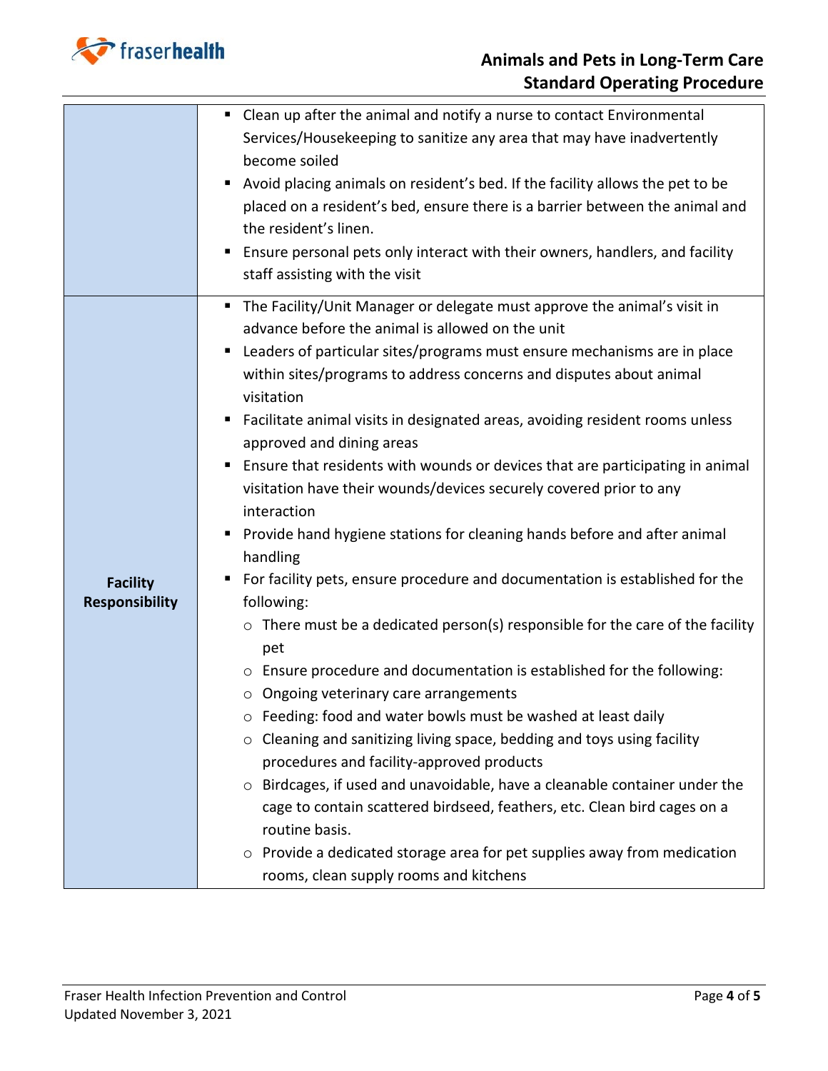| | |
|---|---|
| | ▪ Clean up after the animal and notify a nurse to contact Environmental Services/Housekeeping to sanitize any area that may have inadvertently become soiled<br>▪ Avoid placing animals on resident's bed. If the facility allows the pet to be placed on a resident's bed, ensure there is a barrier between the animal and the resident's linen.<br>▪ Ensure personal pets only interact with their owners, handlers, and facility staff assisting with the visit |
| **Facility Responsibility** | ▪ The Facility/Unit Manager or delegate must approve the animal's visit in advance before the animal is allowed on the unit<br>▪ Leaders of particular sites/programs must ensure mechanisms are in place within sites/programs to address concerns and disputes about animal visitation<br>▪ Facilitate animal visits in designated areas, avoiding resident rooms unless approved and dining areas<br>▪ Ensure that residents with wounds or devices that are participating in animal visitation have their wounds/devices securely covered prior to any interaction<br>▪ Provide hand hygiene stations for cleaning hands before and after animal handling<br>▪ For facility pets, ensure procedure and documentation is established for the following:<br>○ There must be a dedicated person(s) responsible for the care of the facility pet<br>○ Ensure procedure and documentation is established for the following:<br>○ Ongoing veterinary care arrangements<br>○ Feeding: food and water bowls must be washed at least daily<br>○ Cleaning and sanitizing living space, bedding and toys using facility procedures and facility-approved products<br>○ Birdcages, if used and unavoidable, have a cleanable container under the cage to contain scattered birdseed, feathers, etc. Clean bird cages on a routine basis.<br>○ Provide a dedicated storage area for pet supplies away from medication rooms, clean supply rooms and kitchens |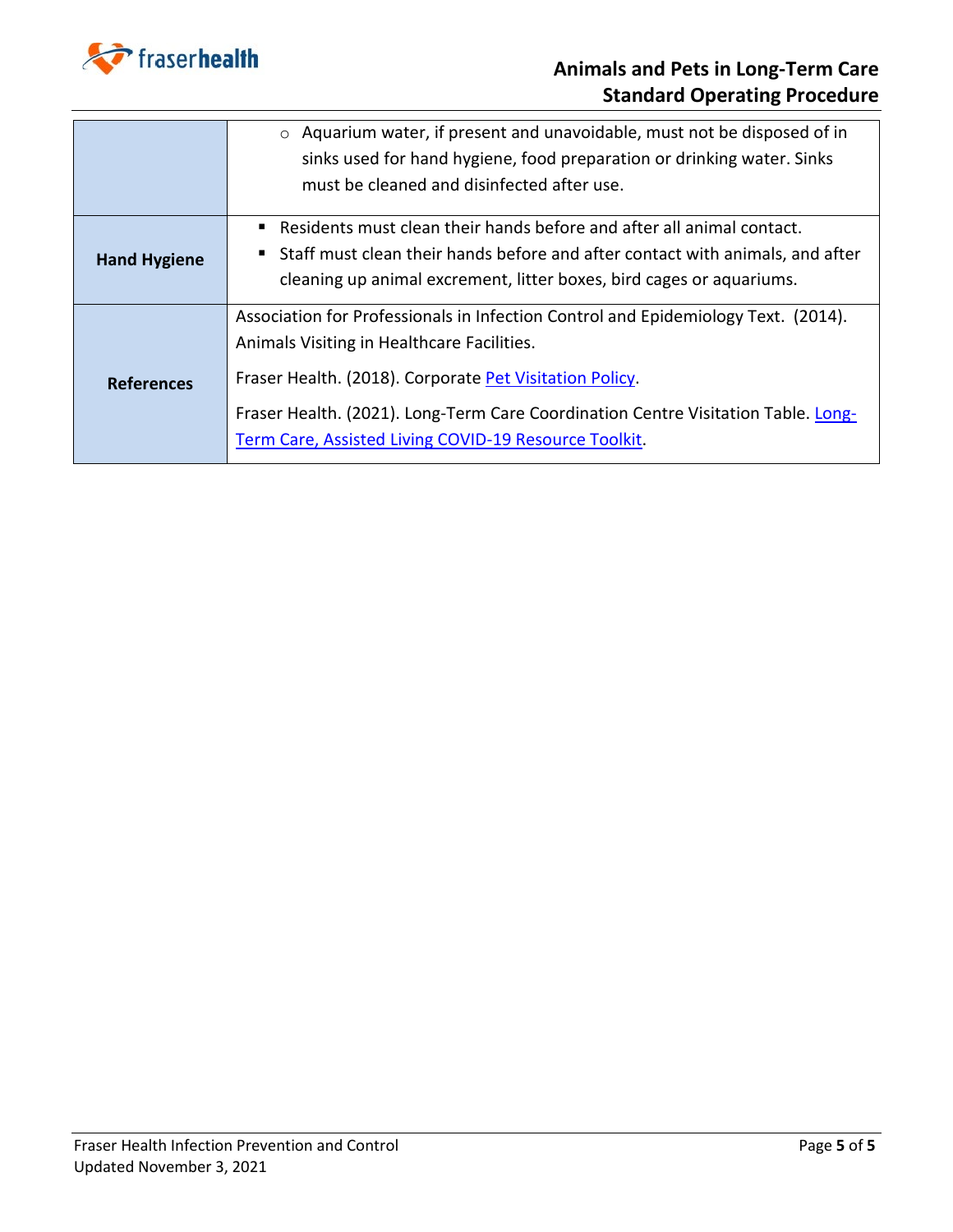| | |
|---|---|
| | ○ Aquarium water, if present and unavoidable, must not be disposed of in sinks used for hand hygiene, food preparation or drinking water. Sinks must be cleaned and disinfected after use. |
| **Hand Hygiene** | ▪ Residents must clean their hands before and after all animal contact.<br>▪ Staff must clean their hands before and after contact with animals, and after cleaning up animal excrement, litter boxes, bird cages or aquariums. |
| **References** | Association for Professionals in Infection Control and Epidemiology Text. (2014). Animals Visiting in Healthcare Facilities.<br><br>Fraser Health. (2018). Corporate Pet Visitation Policy.<br><br>Fraser Health. (2021). Long-Term Care Coordination Centre Visitation Table. Long-Term Care, Assisted Living COVID-19 Resource Toolkit. |

Fraser Health Infection Prevention and Control
Updated November 3, 2021